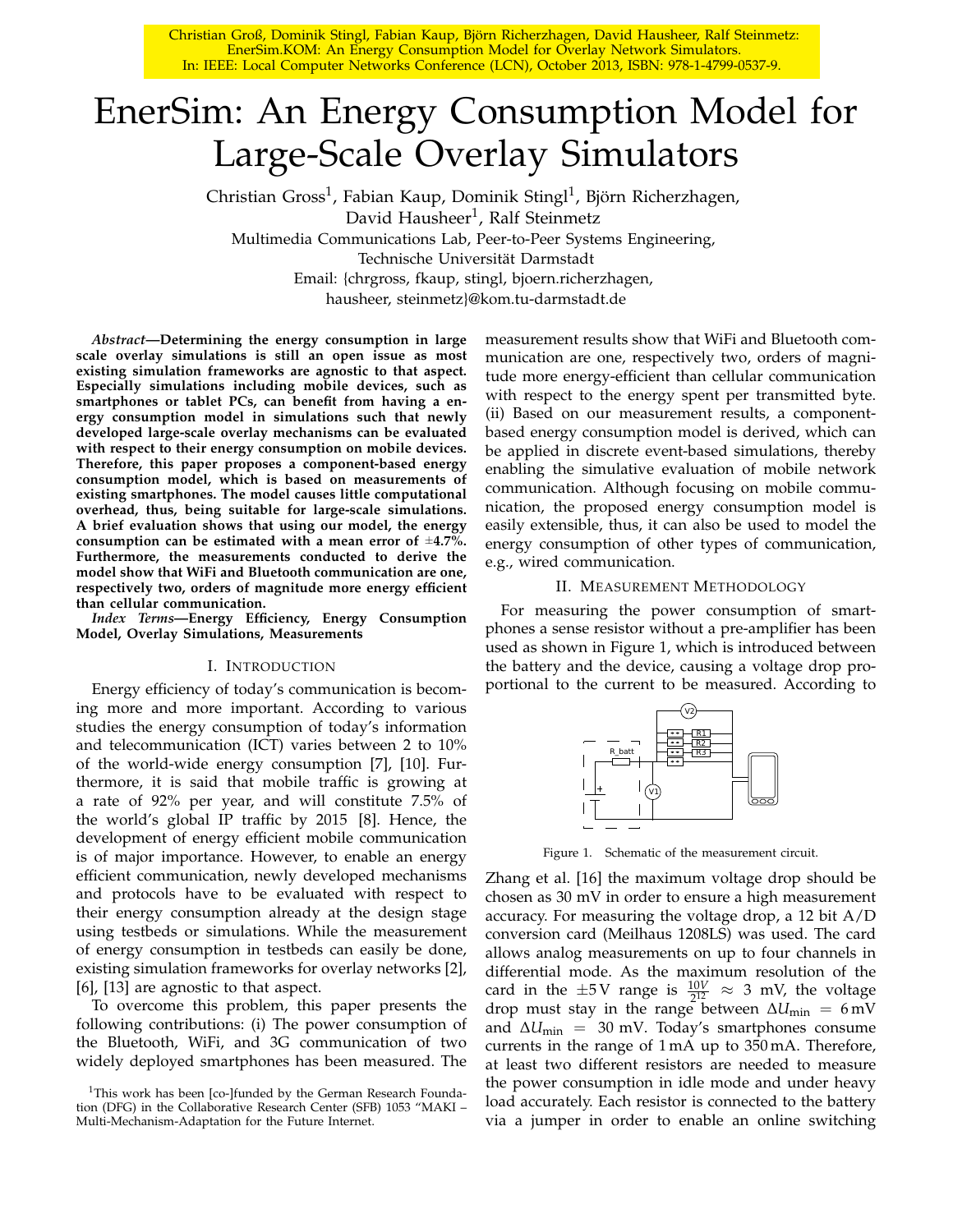Christian Groß, Dominik Stingl, Fabian Kaup, Björn Richerzhagen, David Hausheer, Ralf Steinmetz: EnerSim.KOM: An Energy Consumption Model for Overlay Network Simulators. In: IEEE: Local Computer Networks Conference (LCN), October 2013, ISBN: 978-1-4799-0537-9.

# EnerSim: An Energy Consumption Model for Large-Scale Overlay Simulators

Christian Gross[1], Fabian Kaup, Dominik Stingl[1], Björn Richerzhagen, David Hausheer[1], Ralf Steinmetz

Multimedia Communications Lab, Peer-to-Peer Systems Engineering, Technische Universität Darmstadt

Email: {chrgross, fkaup, stingl, bjoern.richerzhagen, hausheer, steinmetz}@kom.tu-darmstadt.de

***Abstract*—Determining the energy consumption in large scale overlay simulations is still an open issue as most existing simulation frameworks are agnostic to that aspect. Especially simulations including mobile devices, such as smartphones or tablet PCs, can benefit from having a energy consumption model in simulations such that newly developed large-scale overlay mechanisms can be evaluated with respect to their energy consumption on mobile devices. Therefore, this paper proposes a component-based energy consumption model, which is based on measurements of existing smartphones. The model causes little computational overhead, thus, being suitable for large-scale simulations. A brief evaluation shows that using our model, the energy consumption can be estimated with a mean error of ±4.7%. Furthermore, the measurements conducted to derive the model show that WiFi and Bluetooth communication are one, respectively two, orders of magnitude more energy efficient than cellular communication.**

***Index Terms*—Energy Efficiency, Energy Consumption Model, Overlay Simulations, Measurements**

## I. Introduction

Energy efficiency of today's communication is becoming more and more important. According to various studies the energy consumption of today's information and telecommunication (ICT) varies between 2 to 10% of the world-wide energy consumption [7], [10]. Furthermore, it is said that mobile traffic is growing at a rate of 92% per year, and will constitute 7.5% of the world's global IP traffic by 2015 [8]. Hence, the development of energy efficient mobile communication is of major importance. However, to enable an energy efficient communication, newly developed mechanisms and protocols have to be evaluated with respect to their energy consumption already at the design stage using testbeds or simulations. While the measurement of energy consumption in testbeds can easily be done, existing simulation frameworks for overlay networks [2], [6], [13] are agnostic to that aspect.

To overcome this problem, this paper presents the following contributions: (i) The power consumption of the Bluetooth, WiFi, and 3G communication of two widely deployed smartphones has been measured. The measurement results show that WiFi and Bluetooth communication are one, respectively two, orders of magnitude more energy-efficient than cellular communication with respect to the energy spent per transmitted byte. (ii) Based on our measurement results, a component-based energy consumption model is derived, which can be applied in discrete event-based simulations, thereby enabling the simulative evaluation of mobile network communication. Although focusing on mobile communication, the proposed energy consumption model is easily extensible, thus, it can also be used to model the energy consumption of other types of communication, e.g., wired communication.

[1]This work has been [co-]funded by the German Research Foundation (DFG) in the Collaborative Research Center (SFB) 1053 "MAKI – Multi-Mechanism-Adaptation for the Future Internet.

## II. Measurement Methodology

For measuring the power consumption of smartphones a sense resistor without a pre-amplifier has been used as shown in Figure 1, which is introduced between the battery and the device, causing a voltage drop proportional to the current to be measured. According to Zhang et al. [16] the maximum voltage drop should be chosen as 30 mV in order to ensure a high measurement accuracy. For measuring the voltage drop, a 12 bit A/D conversion card (Meilhaus 1208LS) was used. The card allows analog measurements on up to four channels in differential mode. As the maximum resolution of the card in the ±5 V range is $\frac{10V}{2^{12}} \approx 3$ mV, the voltage drop must stay in the range between $\Delta U_{\min} = 6\,\text{mV}$ and $\Delta U_{\min} = 30$ mV. Today's smartphones consume currents in the range of 1 mA up to 350 mA. Therefore, at least two different resistors are needed to measure the power consumption in idle mode and under heavy load accurately. Each resistor is connected to the battery via a jumper in order to enable an online switching

Figure 1. Schematic of the measurement circuit.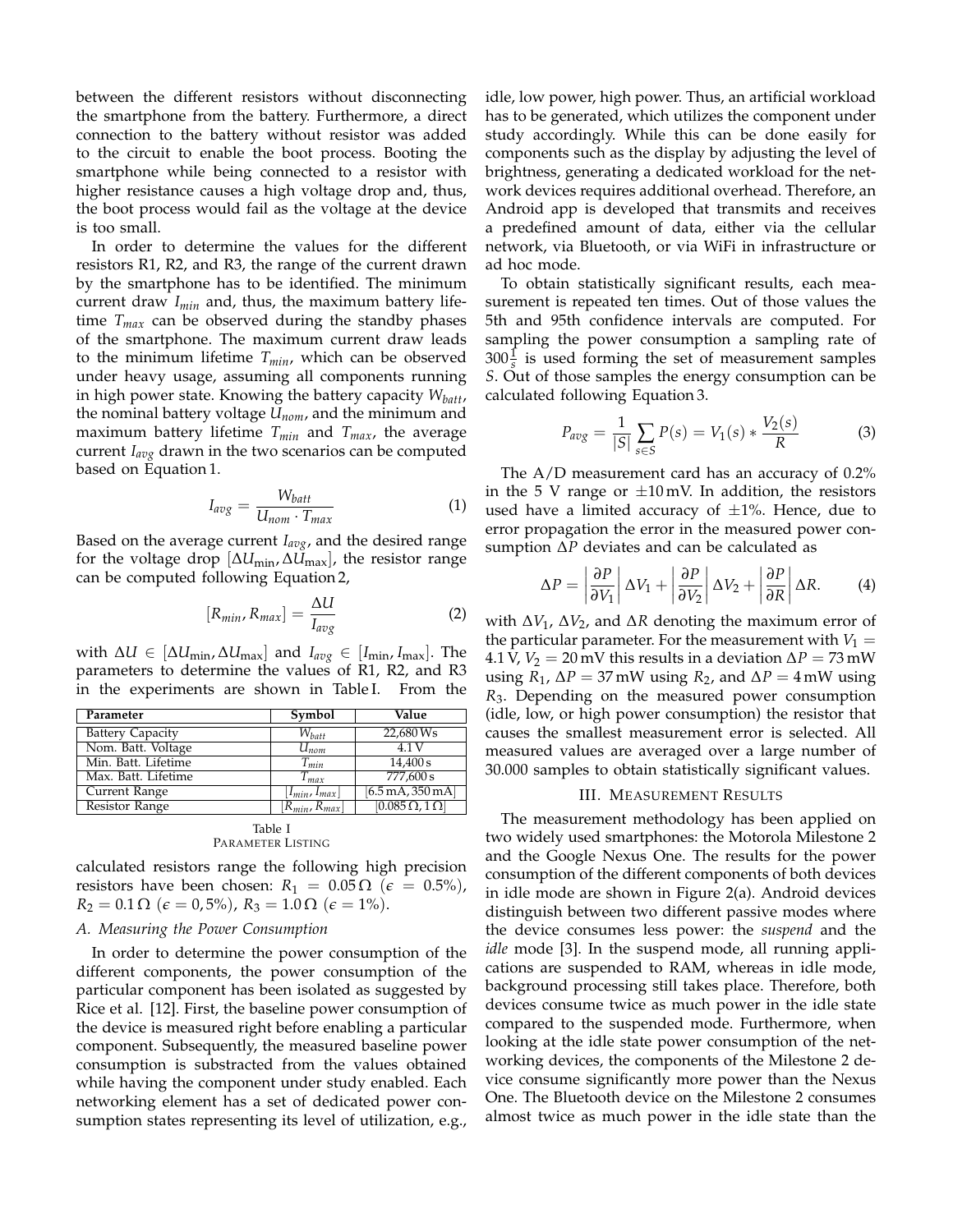between the different resistors without disconnecting the smartphone from the battery. Furthermore, a direct connection to the battery without resistor was added to the circuit to enable the boot process. Booting the smartphone while being connected to a resistor with higher resistance causes a high voltage drop and, thus, the boot process would fail as the voltage at the device is too small.

In order to determine the values for the different resistors R1, R2, and R3, the range of the current drawn by the smartphone has to be identified. The minimum current draw $I_{min}$ and, thus, the maximum battery lifetime $T_{max}$ can be observed during the standby phases of the smartphone. The maximum current draw leads to the minimum lifetime $T_{min}$, which can be observed under heavy usage, assuming all components running in high power state. Knowing the battery capacity $W_{batt}$, the nominal battery voltage $U_{nom}$, and the minimum and maximum battery lifetime $T_{min}$ and $T_{max}$, the average current $I_{avg}$ drawn in the two scenarios can be computed based on Equation 1.

$$I_{avg} = \frac{W_{batt}}{U_{nom} \cdot T_{max}} \tag{1}$$

Based on the average current $I_{avg}$, and the desired range for the voltage drop $[\Delta U_{\min}, \Delta U_{\max}]$, the resistor range can be computed following Equation 2,

$$[R_{min}, R_{max}] = \frac{\Delta U}{I_{avg}} \tag{2}$$

with $\Delta U \in [\Delta U_{\min}, \Delta U_{\max}]$ and $I_{avg} \in [I_{\min}, I_{\max}]$. The parameters to determine the values of R1, R2, and R3 in the experiments are shown in Table I. From the calculated resistors range the following high precision resistors have been chosen: $R_1 = 0.05\,\Omega$ ($\epsilon = 0.5\%$), $R_2 = 0.1\,\Omega$ ($\epsilon = 0,5\%$), $R_3 = 1.0\,\Omega$ ($\epsilon = 1\%$).

| Parameter | Symbol | Value |
|---|---|---|
| Battery Capacity | $W_{batt}$ | 22,680 Ws |
| Nom. Batt. Voltage | $U_{nom}$ | 4.1 V |
| Min. Batt. Lifetime | $T_{min}$ | 14,400 s |
| Max. Batt. Lifetime | $T_{max}$ | 777,600 s |
| Current Range | $[I_{min}, I_{max}]$ | $[6.5\,\text{mA}, 350\,\text{mA}]$ |
| Resistor Range | $[R_{min}, R_{max}]$ | $[0.085\,\Omega, 1\,\Omega]$ |

Table I
PARAMETER LISTING

### A. Measuring the Power Consumption

In order to determine the power consumption of the different components, the power consumption of the particular component has been isolated as suggested by Rice et al. [12]. First, the baseline power consumption of the device is measured right before enabling a particular component. Subsequently, the measured baseline power consumption is substracted from the values obtained while having the component under study enabled. Each networking element has a set of dedicated power consumption states representing its level of utilization, e.g., idle, low power, high power. Thus, an artificial workload has to be generated, which utilizes the component under study accordingly. While this can be done easily for components such as the display by adjusting the level of brightness, generating a dedicated workload for the network devices requires additional overhead. Therefore, an Android app is developed that transmits and receives a predefined amount of data, either via the cellular network, via Bluetooth, or via WiFi in infrastructure or ad hoc mode.

To obtain statistically significant results, each measurement is repeated ten times. Out of those values the 5th and 95th confidence intervals are computed. For sampling the power consumption a sampling rate of $300\frac{1}{s}$ is used forming the set of measurement samples $S$. Out of those samples the energy consumption can be calculated following Equation 3.

$$P_{avg} = \frac{1}{|S|} \sum_{s \in S} P(s) = V_1(s) * \frac{V_2(s)}{R} \tag{3}$$

The A/D measurement card has an accuracy of 0.2% in the 5 V range or $\pm 10$ mV. In addition, the resistors used have a limited accuracy of $\pm 1\%$. Hence, due to error propagation the error in the measured power consumption $\Delta P$ deviates and can be calculated as

$$\Delta P = \left|\frac{\partial P}{\partial V_1}\right| \Delta V_1 + \left|\frac{\partial P}{\partial V_2}\right| \Delta V_2 + \left|\frac{\partial P}{\partial R}\right| \Delta R. \tag{4}$$

with $\Delta V_1$, $\Delta V_2$, and $\Delta R$ denoting the maximum error of the particular parameter. For the measurement with $V_1 = 4.1$ V, $V_2 = 20$ mV this results in a deviation $\Delta P = 73$ mW using $R_1$, $\Delta P = 37$ mW using $R_2$, and $\Delta P = 4$ mW using $R_3$. Depending on the measured power consumption (idle, low, or high power consumption) the resistor that causes the smallest measurement error is selected. All measured values are averaged over a large number of 30.000 samples to obtain statistically significant values.

## III. MEASUREMENT RESULTS

The measurement methodology has been applied on two widely used smartphones: the Motorola Milestone 2 and the Google Nexus One. The results for the power consumption of the different components of both devices in idle mode are shown in Figure 2(a). Android devices distinguish between two different passive modes where the device consumes less power: the *suspend* and the *idle* mode [3]. In the suspend mode, all running applications are suspended to RAM, whereas in idle mode, background processing still takes place. Therefore, both devices consume twice as much power in the idle state compared to the suspended mode. Furthermore, when looking at the idle state power consumption of the networking devices, the components of the Milestone 2 device consume significantly more power than the Nexus One. The Bluetooth device on the Milestone 2 consumes almost twice as much power in the idle state than the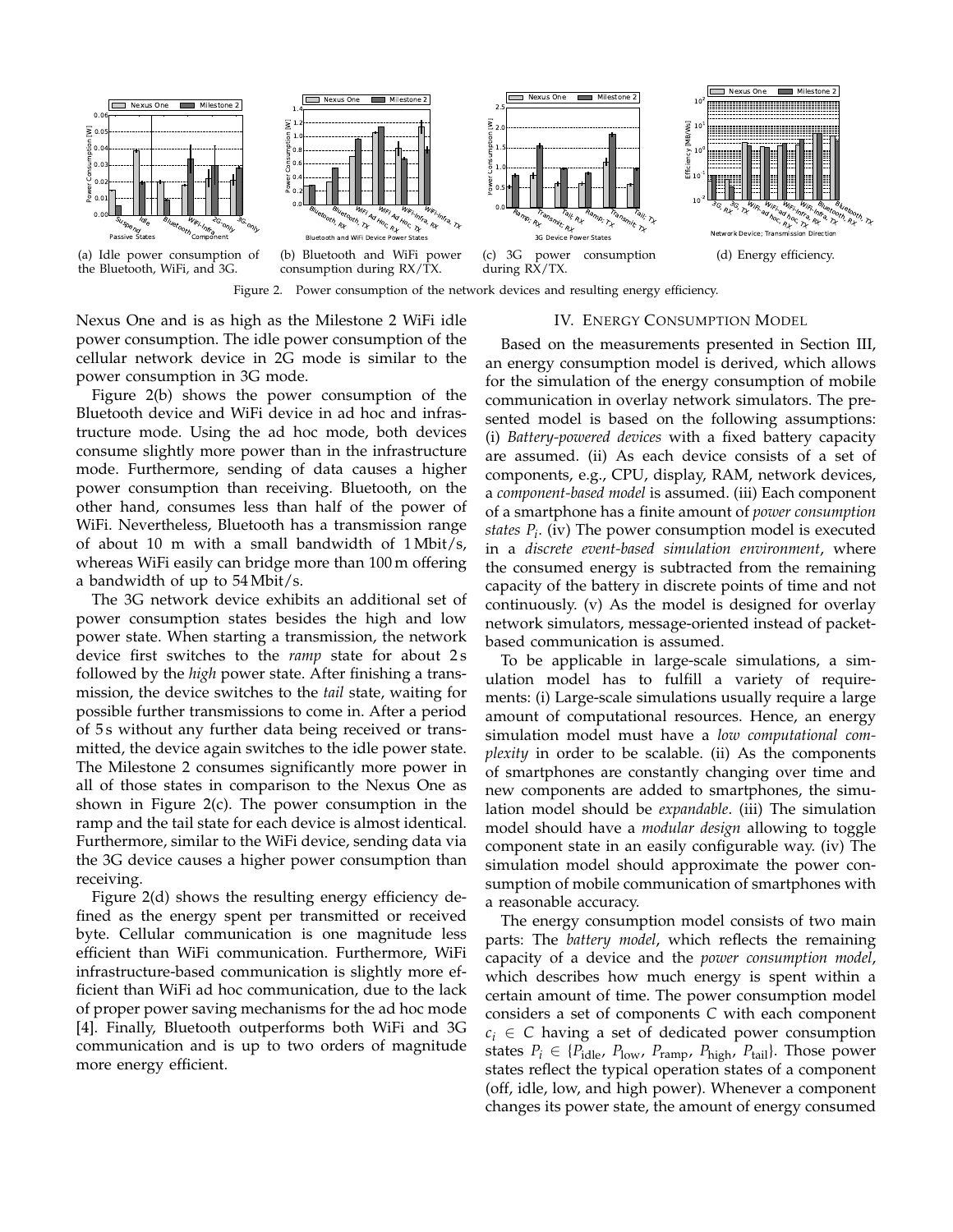(a) Idle power consumption of the Bluetooth, WiFi, and 3G.

(b) Bluetooth and WiFi power consumption during RX/TX.

(c) 3G power consumption during RX/TX.

(d) Energy efficiency.

Figure 2. Power consumption of the network devices and resulting energy efficiency.

Nexus One and is as high as the Milestone 2 WiFi idle power consumption. The idle power consumption of the cellular network device in 2G mode is similar to the power consumption in 3G mode.

Figure 2(b) shows the power consumption of the Bluetooth device and WiFi device in ad hoc and infrastructure mode. Using the ad hoc mode, both devices consume slightly more power than in the infrastructure mode. Furthermore, sending of data causes a higher power consumption than receiving. Bluetooth, on the other hand, consumes less than half of the power of WiFi. Nevertheless, Bluetooth has a transmission range of about 10 m with a small bandwidth of 1 Mbit/s, whereas WiFi easily can bridge more than 100 m offering a bandwidth of up to 54 Mbit/s.

The 3G network device exhibits an additional set of power consumption states besides the high and low power state. When starting a transmission, the network device first switches to the *ramp* state for about 2 s followed by the *high* power state. After finishing a transmission, the device switches to the *tail* state, waiting for possible further transmissions to come in. After a period of 5 s without any further data being received or transmitted, the device again switches to the idle power state. The Milestone 2 consumes significantly more power in all of those states in comparison to the Nexus One as shown in Figure 2(c). The power consumption in the ramp and the tail state for each device is almost identical. Furthermore, similar to the WiFi device, sending data via the 3G device causes a higher power consumption than receiving.

Figure 2(d) shows the resulting energy efficiency defined as the energy spent per transmitted or received byte. Cellular communication is one magnitude less efficient than WiFi communication. Furthermore, WiFi infrastructure-based communication is slightly more efficient than WiFi ad hoc communication, due to the lack of proper power saving mechanisms for the ad hoc mode [4]. Finally, Bluetooth outperforms both WiFi and 3G communication and is up to two orders of magnitude more energy efficient.

## IV. Energy Consumption Model

Based on the measurements presented in Section III, an energy consumption model is derived, which allows for the simulation of the energy consumption of mobile communication in overlay network simulators. The presented model is based on the following assumptions: (i) *Battery-powered devices* with a fixed battery capacity are assumed. (ii) As each device consists of a set of components, e.g., CPU, display, RAM, network devices, a *component-based model* is assumed. (iii) Each component of a smartphone has a finite amount of *power consumption states* $P_i$. (iv) The power consumption model is executed in a *discrete event-based simulation environment*, where the consumed energy is subtracted from the remaining capacity of the battery in discrete points of time and not continuously. (v) As the model is designed for overlay network simulators, message-oriented instead of packet-based communication is assumed.

To be applicable in large-scale simulations, a simulation model has to fulfill a variety of requirements: (i) Large-scale simulations usually require a large amount of computational resources. Hence, an energy simulation model must have a *low computational complexity* in order to be scalable. (ii) As the components of smartphones are constantly changing over time and new components are added to smartphones, the simulation model should be *expandable*. (iii) The simulation model should have a *modular design* allowing to toggle component state in an easily configurable way. (iv) The simulation model should approximate the power consumption of mobile communication of smartphones with a reasonable accuracy.

The energy consumption model consists of two main parts: The *battery model*, which reflects the remaining capacity of a device and the *power consumption model*, which describes how much energy is spent within a certain amount of time. The power consumption model considers a set of components $C$ with each component $c_i \in C$ having a set of dedicated power consumption states $P_i \in \{P_{\text{idle}}, P_{\text{low}}, P_{\text{ramp}}, P_{\text{high}}, P_{\text{tail}}\}$. Those power states reflect the typical operation states of a component (off, idle, low, and high power). Whenever a component changes its power state, the amount of energy consumed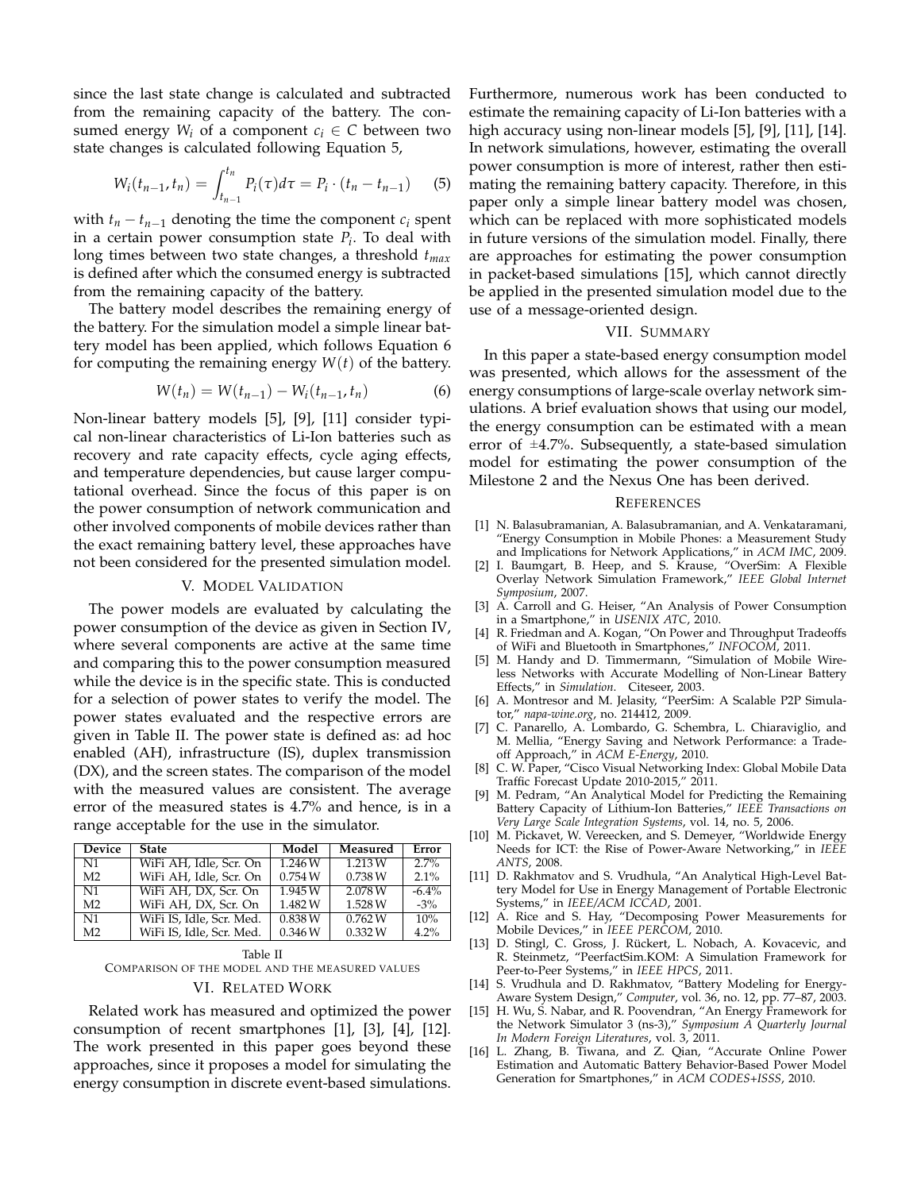since the last state change is calculated and subtracted from the remaining capacity of the battery. The consumed energy $W_i$ of a component $c_i \in C$ between two state changes is calculated following Equation 5,

$$W_i(t_{n-1}, t_n) = \int_{t_{n-1}}^{t_n} P_i(\tau) d\tau = P_i \cdot (t_n - t_{n-1}) \quad (5)$$

with $t_n - t_{n-1}$ denoting the time the component $c_i$ spent in a certain power consumption state $P_i$. To deal with long times between two state changes, a threshold $t_{max}$ is defined after which the consumed energy is subtracted from the remaining capacity of the battery.

The battery model describes the remaining energy of the battery. For the simulation model a simple linear battery model has been applied, which follows Equation 6 for computing the remaining energy $W(t)$ of the battery.

$$W(t_n) = W(t_{n-1}) - W_i(t_{n-1}, t_n) \quad (6)$$

Non-linear battery models [5], [9], [11] consider typical non-linear characteristics of Li-Ion batteries such as recovery and rate capacity effects, cycle aging effects, and temperature dependencies, but cause larger computational overhead. Since the focus of this paper is on the power consumption of network communication and other involved components of mobile devices rather than the exact remaining battery level, these approaches have not been considered for the presented simulation model.

## V. Model Validation

The power models are evaluated by calculating the power consumption of the device as given in Section IV, where several components are active at the same time and comparing this to the power consumption measured while the device is in the specific state. This is conducted for a selection of power states to verify the model. The power states evaluated and the respective errors are given in Table II. The power state is defined as: ad hoc enabled (AH), infrastructure (IS), duplex transmission (DX), and the screen states. The comparison of the model with the measured values are consistent. The average error of the measured states is 4.7% and hence, is in a range acceptable for the use in the simulator.

| Device | State | Model | Measured | Error |
|---|---|---|---|---|
| N1 | WiFi AH, Idle, Scr. On | 1.246 W | 1.213 W | 2.7% |
| M2 | WiFi AH, Idle, Scr. On | 0.754 W | 0.738 W | 2.1% |
| N1 | WiFi AH, DX, Scr. On | 1.945 W | 2.078 W | -6.4% |
| M2 | WiFi AH, DX, Scr. On | 1.482 W | 1.528 W | -3% |
| N1 | WiFi IS, Idle, Scr. Med. | 0.838 W | 0.762 W | 10% |
| M2 | WiFi IS, Idle, Scr. Med. | 0.346 W | 0.332 W | 4.2% |

Table II
Comparison of the model and the measured values

## VI. Related Work

Related work has measured and optimized the power consumption of recent smartphones [1], [3], [4], [12]. The work presented in this paper goes beyond these approaches, since it proposes a model for simulating the energy consumption in discrete event-based simulations. Furthermore, numerous work has been conducted to estimate the remaining capacity of Li-Ion batteries with a high accuracy using non-linear models [5], [9], [11], [14]. In network simulations, however, estimating the overall power consumption is more of interest, rather then estimating the remaining battery capacity. Therefore, in this paper only a simple linear battery model was chosen, which can be replaced with more sophisticated models in future versions of the simulation model. Finally, there are approaches for estimating the power consumption in packet-based simulations [15], which cannot directly be applied in the presented simulation model due to the use of a message-oriented design.

## VII. Summary

In this paper a state-based energy consumption model was presented, which allows for the assessment of the energy consumptions of large-scale overlay network simulations. A brief evaluation shows that using our model, the energy consumption can be estimated with a mean error of ±4.7%. Subsequently, a state-based simulation model for estimating the power consumption of the Milestone 2 and the Nexus One has been derived.

## References

[1] N. Balasubramanian, A. Balasubramanian, and A. Venkataramani, "Energy Consumption in Mobile Phones: a Measurement Study and Implications for Network Applications," in *ACM IMC*, 2009.

[2] I. Baumgart, B. Heep, and S. Krause, "OverSim: A Flexible Overlay Network Simulation Framework," *IEEE Global Internet Symposium*, 2007.

[3] A. Carroll and G. Heiser, "An Analysis of Power Consumption in a Smartphone," in *USENIX ATC*, 2010.

[4] R. Friedman and A. Kogan, "On Power and Throughput Tradeoffs of WiFi and Bluetooth in Smartphones," *INFOCOM*, 2011.

[5] M. Handy and D. Timmermann, "Simulation of Mobile Wireless Networks with Accurate Modelling of Non-Linear Battery Effects," in *Simulation*. Citeseer, 2003.

[6] A. Montresor and M. Jelasity, "PeerSim: A Scalable P2P Simulator," *napa-wine.org*, no. 214412, 2009.

[7] C. Panarello, A. Lombardo, G. Schembra, L. Chiaraviglio, and M. Mellia, "Energy Saving and Network Performance: a Tradeoff Approach," in *ACM E-Energy*, 2010.

[8] C. W. Paper, "Cisco Visual Networking Index: Global Mobile Data Traffic Forecast Update 2010-2015," 2011.

[9] M. Pedram, "An Analytical Model for Predicting the Remaining Battery Capacity of Lithium-Ion Batteries," *IEEE Transactions on Very Large Scale Integration Systems*, vol. 14, no. 5, 2006.

[10] M. Pickavet, W. Vereecken, and S. Demeyer, "Worldwide Energy Needs for ICT: the Rise of Power-Aware Networking," in *IEEE ANTS*, 2008.

[11] D. Rakhmatov and S. Vrudhula, "An Analytical High-Level Battery Model for Use in Energy Management of Portable Electronic Systems," in *IEEE/ACM ICCAD*, 2001.

[12] A. Rice and S. Hay, "Decomposing Power Measurements for Mobile Devices," in *IEEE PERCOM*, 2010.

[13] D. Stingl, C. Gross, J. Rückert, L. Nobach, A. Kovacevic, and R. Steinmetz, "PeerfactSim.KOM: A Simulation Framework for Peer-to-Peer Systems," in *IEEE HPCS*, 2011.

[14] S. Vrudhula and D. Rakhmatov, "Battery Modeling for Energy-Aware System Design," *Computer*, vol. 36, no. 12, pp. 77–87, 2003.

[15] H. Wu, S. Nabar, and R. Poovendran, "An Energy Framework for the Network Simulator 3 (ns-3)," *Symposium A Quarterly Journal In Modern Foreign Literatures*, vol. 3, 2011.

[16] L. Zhang, B. Tiwana, and Z. Qian, "Accurate Online Power Estimation and Automatic Battery Behavior-Based Power Model Generation for Smartphones," in *ACM CODES+ISSS*, 2010.